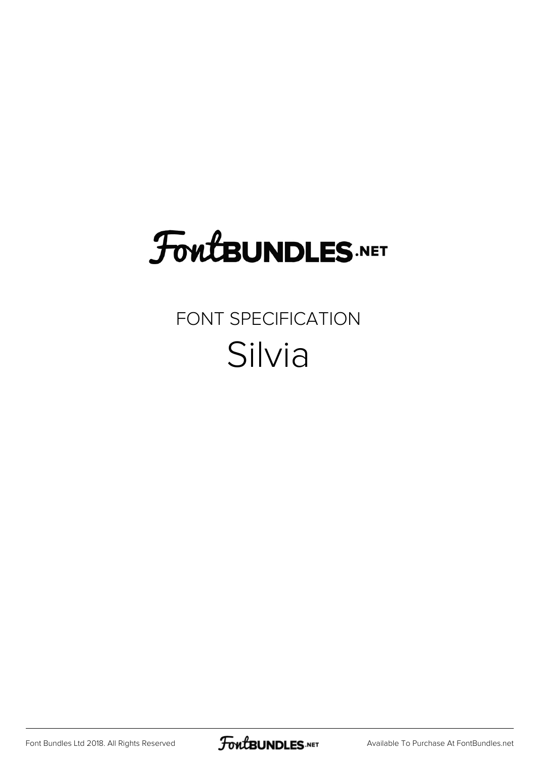# FontBUNDLES.NET

FONT SPECIFICATION

## Silvia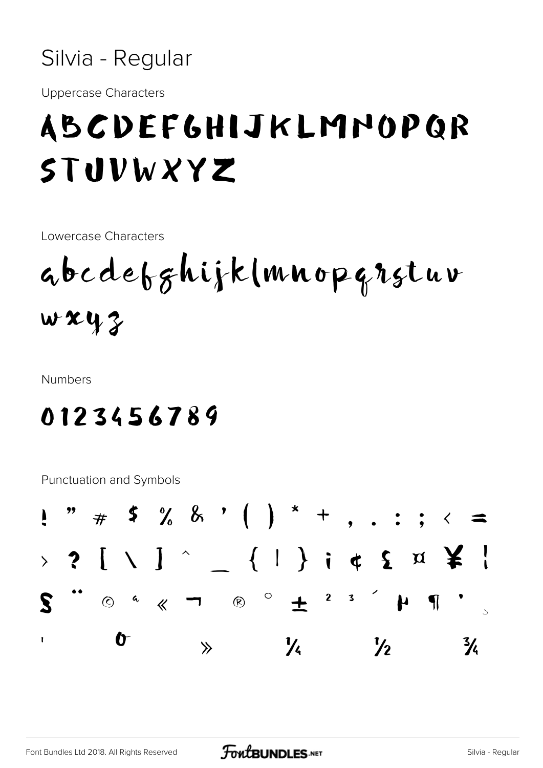# Silvia - Regular

Uppercase Characters

ABCDEFGHIJKLMNOPQR
STUVWXYZ

Lowercase Characters

abcdefghijklmnopqrstuv
wxyz

Numbers

0123456789

Punctuation and Symbols

! " # $ % & ' ( ) * + , . : ; < =
> ? [ \ ] ^ _ { | } ¡ ¢ £ ¤ ¥ ¦
§ ¨ © ª « ¬ ® ° ± ² ³ ´ µ ¶ · ¸
¹ º » ¼ ½ ¾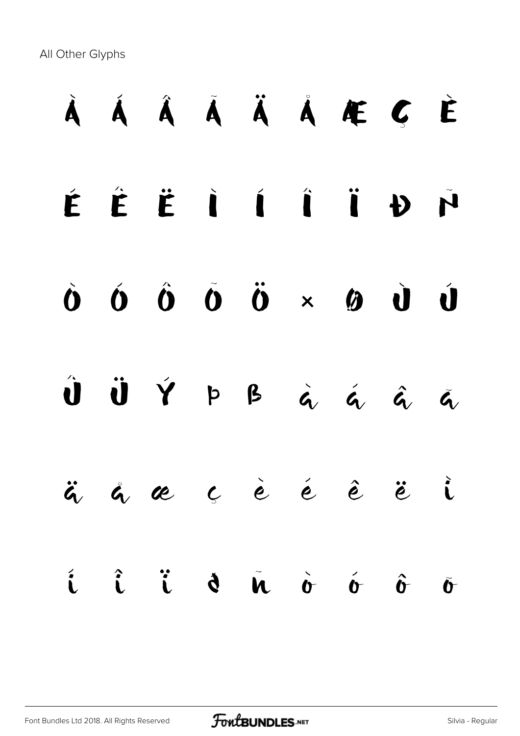All Other Glyphs

À Á Â Ã Ä Å Æ Ç È

É Ê Ë Ì Í Î Ï Ð Ñ

Ò Ó Ô Õ Ö × Ø Ù Ú

Û Ü Ý Þ ß à á â ã

ä å æ ç è é ê ë ì

í î ï ð ñ ò ó ô õ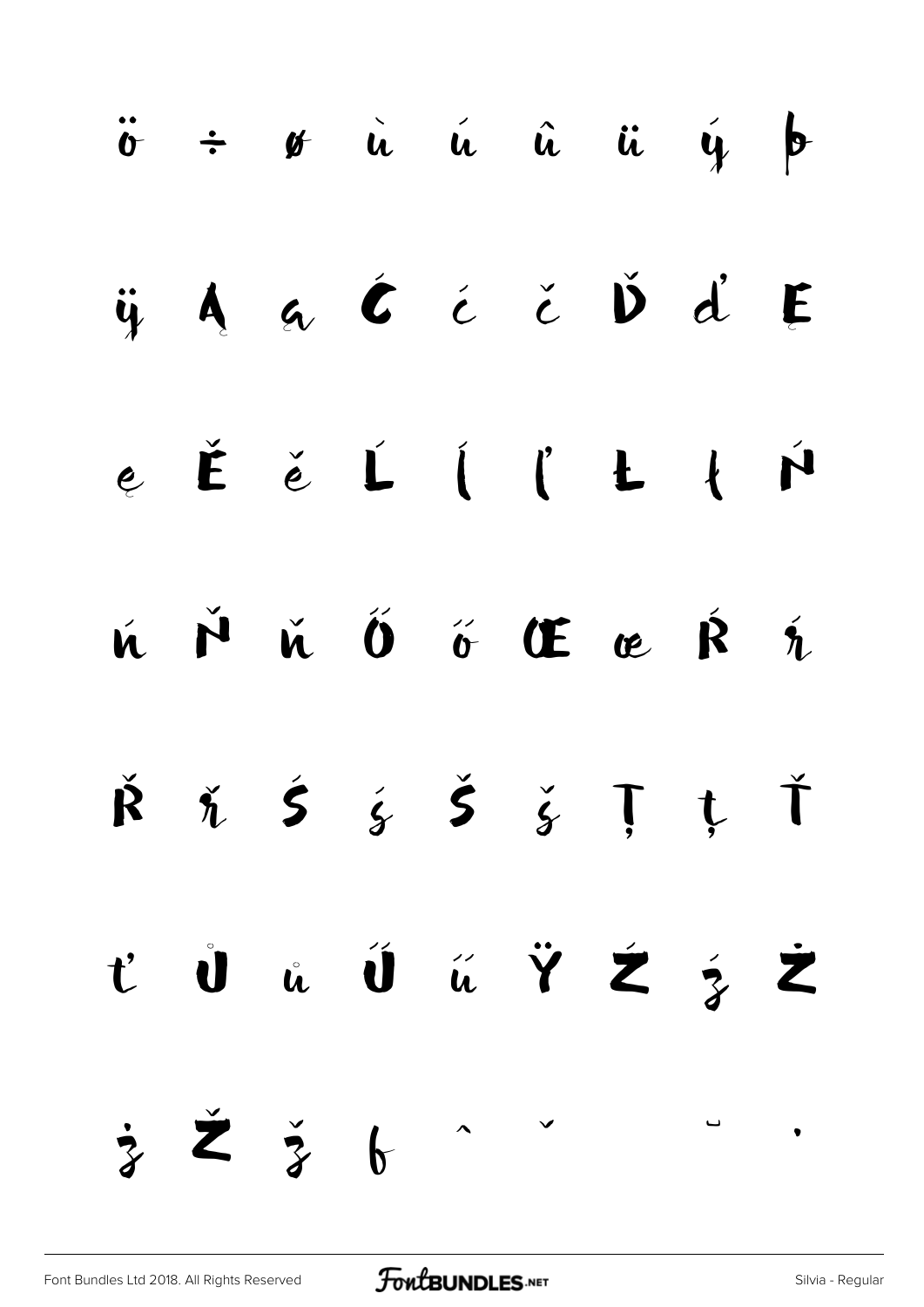ö ÷ ø ù ú û ü ý þ

ÿ Ą ą Ć ć č Ď ď Ę

ę Ě ě Ĺ ĺ ľ Ł ł Ń

ń Ň ň Ő ő Œ œ Ŕ ŕ

Ř ř Ś ś Š š Ţ ţ Ť

ť Ů ů Ű ű Ÿ Ź ź Ż

ż Ž ž ƒ ˆ ˇ ˘ ˙